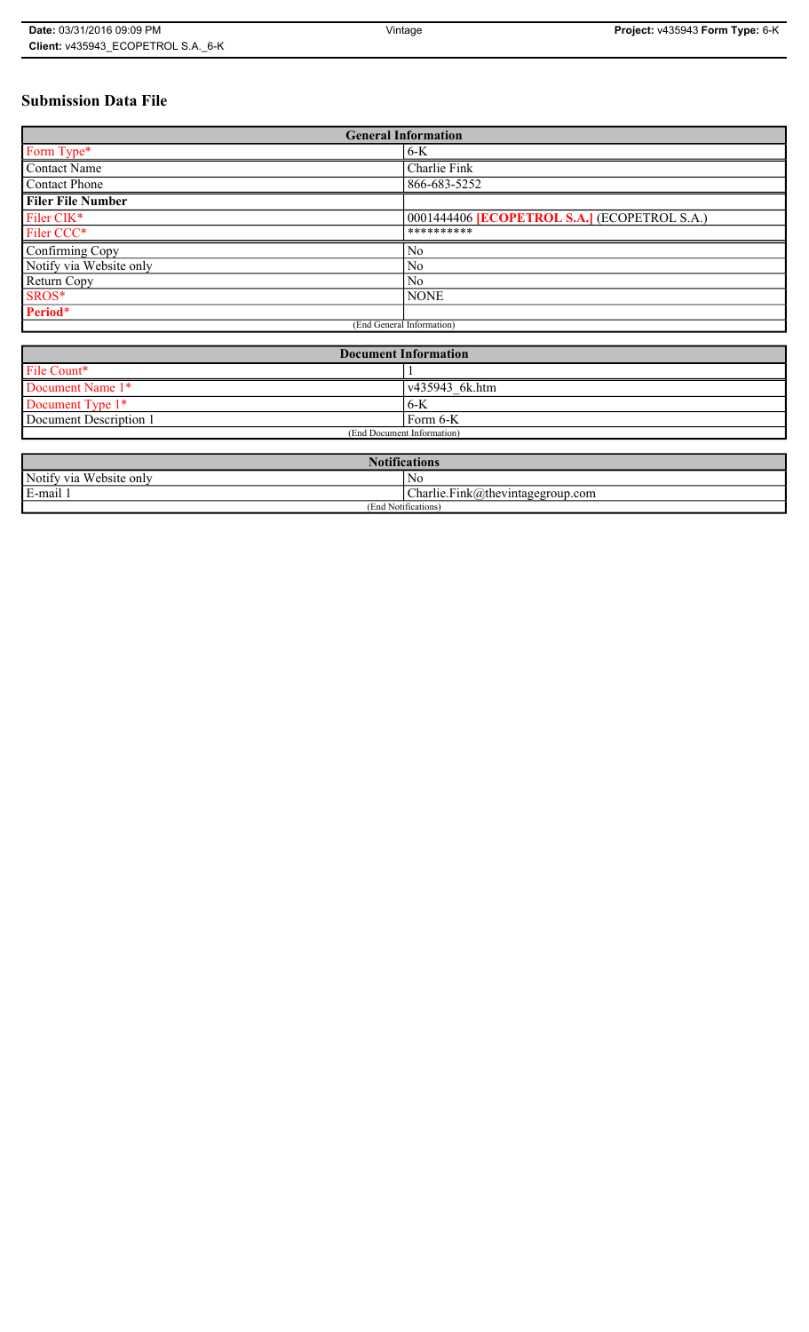# Submission Data File

| General Information | |
|---|---|
| Form Type* | 6-K |
| Contact Name | Charlie Fink |
| Contact Phone | 866-683-5252 |
| **Filer File Number** | |
| Filer CIK* | 0001444406 **[ECOPETROL S.A.]** (ECOPETROL S.A.) |
| Filer CCC* | ********** |
| Confirming Copy | No |
| Notify via Website only | No |
| Return Copy | No |
| SROS* | NONE |
| **Period*** | |
| (End General Information) | |

| Document Information | |
|---|---|
| File Count* | 1 |
| Document Name 1* | v435943_6k.htm |
| Document Type 1* | 6-K |
| Document Description 1 | Form 6-K |
| (End Document Information) | |

| Notifications | |
|---|---|
| Notify via Website only | No |
| E-mail 1 | Charlie.Fink@thevintagegroup.com |
| (End Notifications) | |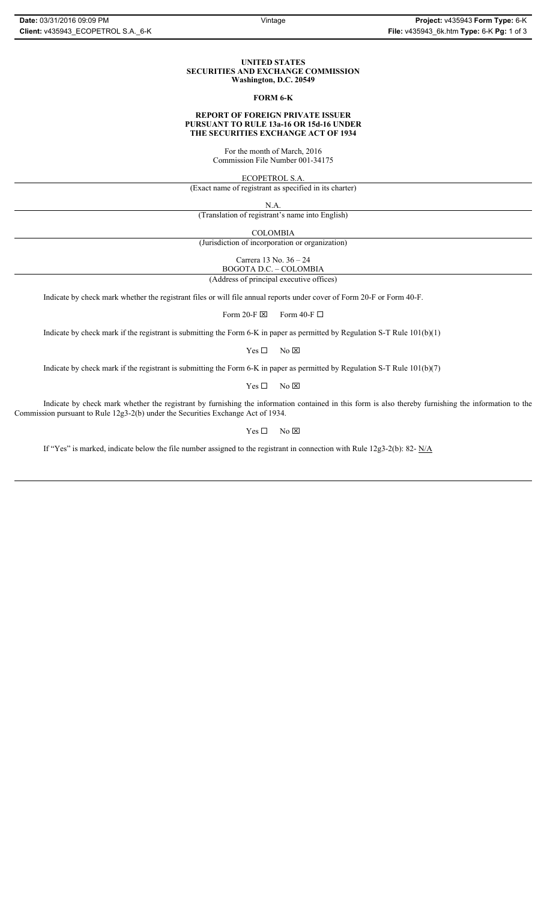**UNITED STATES**
**SECURITIES AND EXCHANGE COMMISSION**
**Washington, D.C. 20549**

**FORM 6-K**

**REPORT OF FOREIGN PRIVATE ISSUER**
**PURSUANT TO RULE 13a-16 OR 15d-16 UNDER**
**THE SECURITIES EXCHANGE ACT OF 1934**

For the month of March, 2016
Commission File Number 001-34175

ECOPETROL S.A.
(Exact name of registrant as specified in its charter)

N.A.
(Translation of registrant's name into English)

COLOMBIA
(Jurisdiction of incorporation or organization)

Carrera 13 No. 36 – 24
BOGOTA D.C. – COLOMBIA
(Address of principal executive offices)

Indicate by check mark whether the registrant files or will file annual reports under cover of Form 20-F or Form 40-F.

Form 20-F ☒ Form 40-F ☐

Indicate by check mark if the registrant is submitting the Form 6-K in paper as permitted by Regulation S-T Rule 101(b)(1)

Yes ☐ No ☒

Indicate by check mark if the registrant is submitting the Form 6-K in paper as permitted by Regulation S-T Rule 101(b)(7)

Yes ☐ No ☒

Indicate by check mark whether the registrant by furnishing the information contained in this form is also thereby furnishing the information to the Commission pursuant to Rule 12g3-2(b) under the Securities Exchange Act of 1934.

Yes ☐ No ☒

If "Yes" is marked, indicate below the file number assigned to the registrant in connection with Rule 12g3-2(b): 82- N/A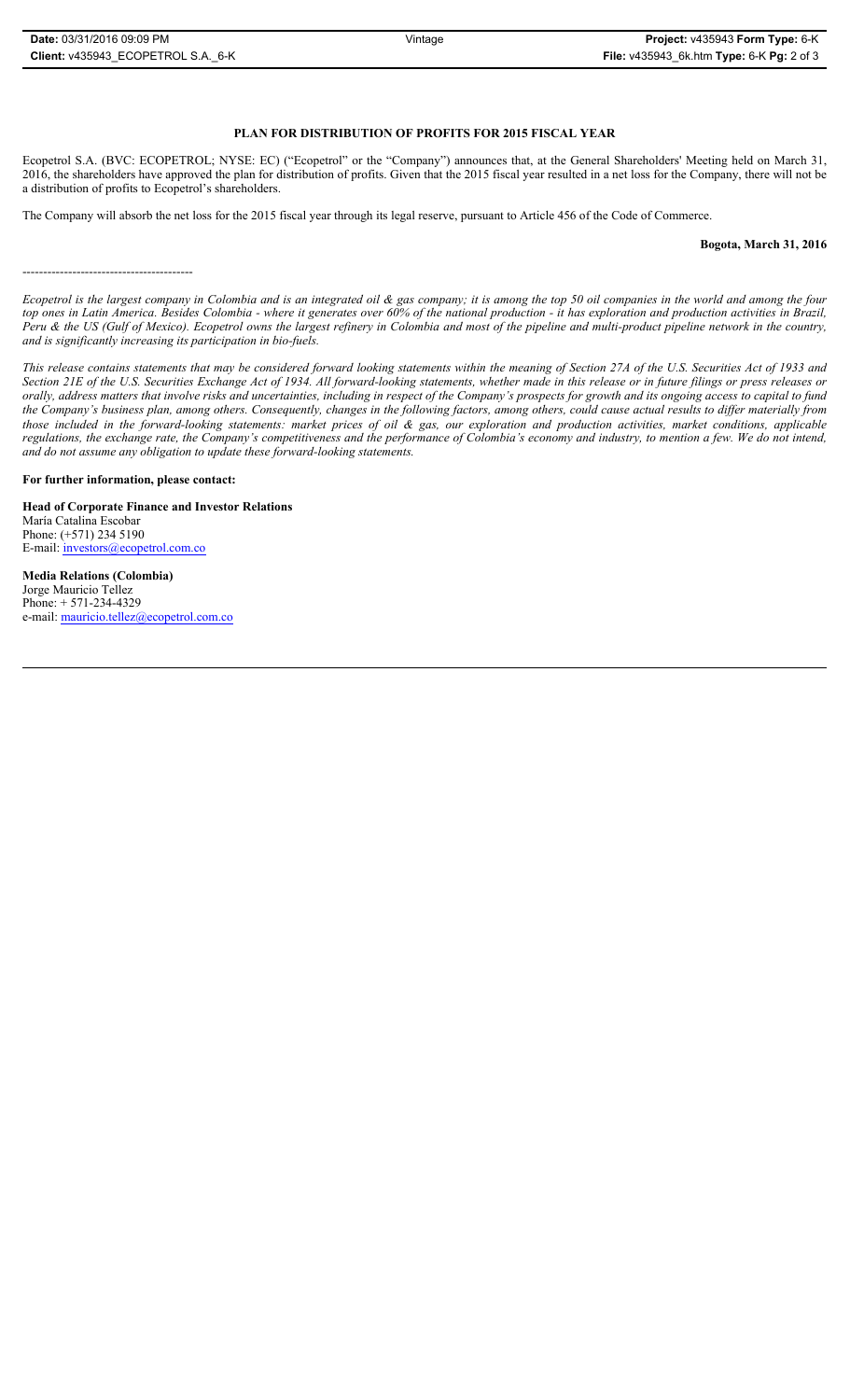## PLAN FOR DISTRIBUTION OF PROFITS FOR 2015 FISCAL YEAR

Ecopetrol S.A. (BVC: ECOPETROL; NYSE: EC) ("Ecopetrol" or the "Company") announces that, at the General Shareholders' Meeting held on March 31, 2016, the shareholders have approved the plan for distribution of profits. Given that the 2015 fiscal year resulted in a net loss for the Company, there will not be a distribution of profits to Ecopetrol's shareholders.

The Company will absorb the net loss for the 2015 fiscal year through its legal reserve, pursuant to Article 456 of the Code of Commerce.

**Bogota, March 31, 2016**

-----------------------------------------

*Ecopetrol is the largest company in Colombia and is an integrated oil & gas company; it is among the top 50 oil companies in the world and among the four top ones in Latin America. Besides Colombia - where it generates over 60% of the national production - it has exploration and production activities in Brazil, Peru & the US (Gulf of Mexico). Ecopetrol owns the largest refinery in Colombia and most of the pipeline and multi-product pipeline network in the country, and is significantly increasing its participation in bio-fuels.*

*This release contains statements that may be considered forward looking statements within the meaning of Section 27A of the U.S. Securities Act of 1933 and Section 21E of the U.S. Securities Exchange Act of 1934. All forward-looking statements, whether made in this release or in future filings or press releases or orally, address matters that involve risks and uncertainties, including in respect of the Company's prospects for growth and its ongoing access to capital to fund the Company's business plan, among others. Consequently, changes in the following factors, among others, could cause actual results to differ materially from those included in the forward-looking statements: market prices of oil & gas, our exploration and production activities, market conditions, applicable regulations, the exchange rate, the Company's competitiveness and the performance of Colombia's economy and industry, to mention a few. We do not intend, and do not assume any obligation to update these forward-looking statements.*

**For further information, please contact:**

**Head of Corporate Finance and Investor Relations**
María Catalina Escobar
Phone: (+571) 234 5190
E-mail: investors@ecopetrol.com.co

**Media Relations (Colombia)**
Jorge Mauricio Tellez
Phone: + 571-234-4329
e-mail: mauricio.tellez@ecopetrol.com.co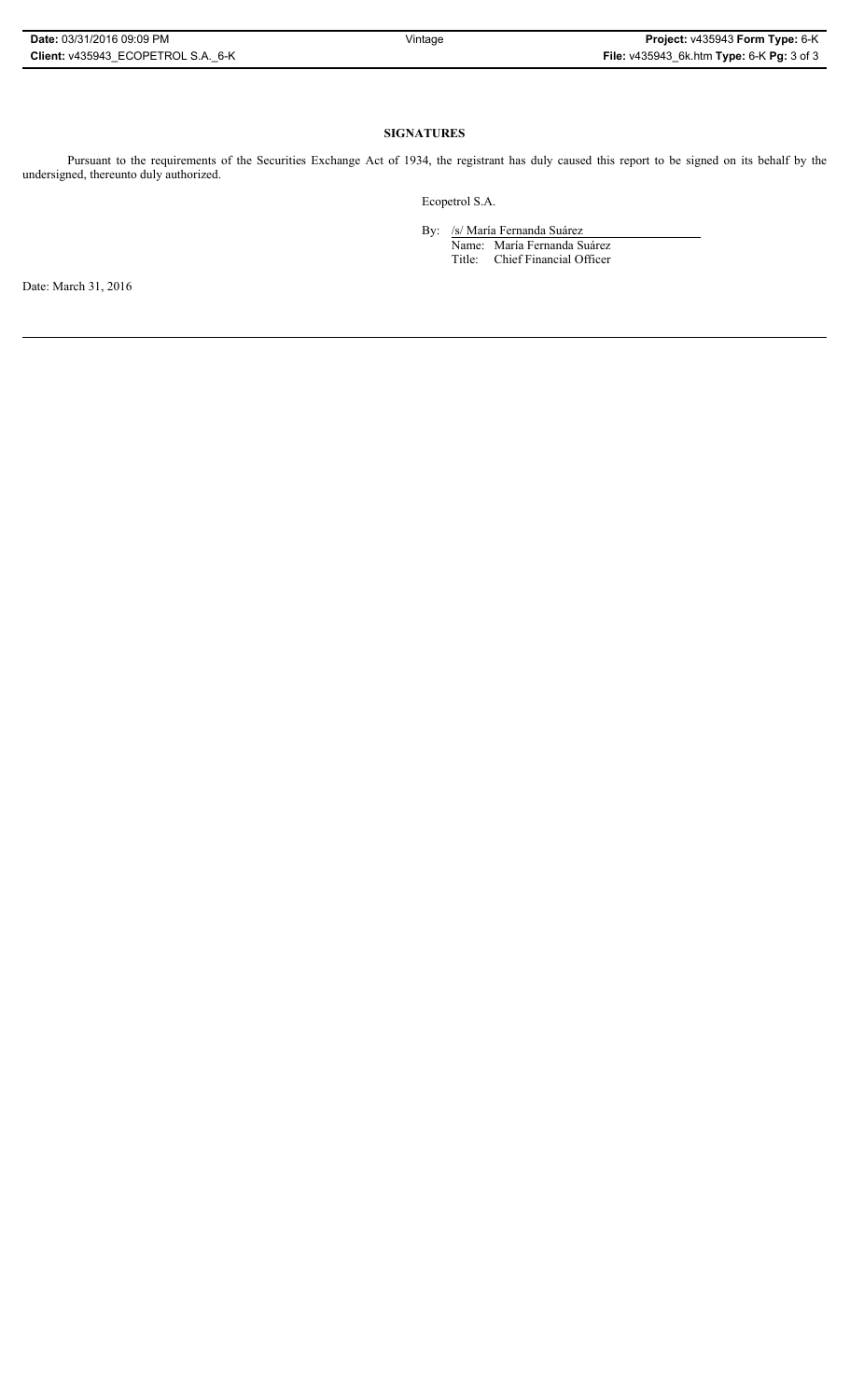## SIGNATURES

Pursuant to the requirements of the Securities Exchange Act of 1934, the registrant has duly caused this report to be signed on its behalf by the undersigned, thereunto duly authorized.

Ecopetrol S.A.

By: /s/ María Fernanda Suárez
Name: María Fernanda Suárez
Title: Chief Financial Officer

Date: March 31, 2016